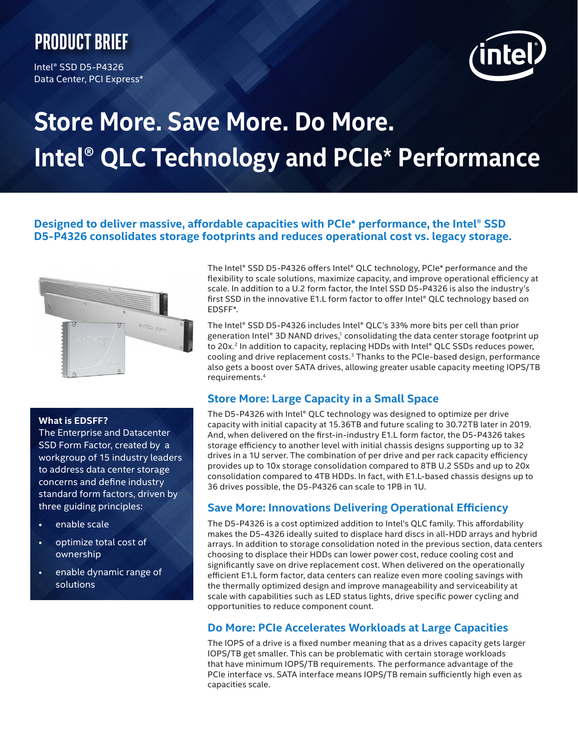# PRODUCT BRIEF

Intel® SSD D5-P4326
Data Center, PCI Express*

# Store More. Save More. Do More. Intel® QLC Technology and PCIe* Performance

**Designed to deliver massive, affordable capacities with PCIe* performance, the Intel® SSD D5-P4326 consolidates storage footprints and reduces operational cost vs. legacy storage.**

The Intel® SSD D5-P4326 offers Intel® QLC technology, PCIe* performance and the flexibility to scale solutions, maximize capacity, and improve operational efficiency at scale. In addition to a U.2 form factor, the Intel SSD D5-P4326 is also the industry's first SSD in the innovative E1.L form factor to offer Intel® QLC technology based on EDSFF*.

The Intel® SSD D5-P4326 includes Intel® QLC's 33% more bits per cell than prior generation Intel® 3D NAND drives,[1] consolidating the data center storage footprint up to 20x.[2] In addition to capacity, replacing HDDs with Intel® QLC SSDs reduces power, cooling and drive replacement costs.[3] Thanks to the PCIe-based design, performance also gets a boost over SATA drives, allowing greater usable capacity meeting IOPS/TB requirements.[4]

**What is EDSFF?**
The Enterprise and Datacenter SSD Form Factor, created by a workgroup of 15 industry leaders to address data center storage concerns and define industry standard form factors, driven by three guiding principles:

- enable scale
- optimize total cost of ownership
- enable dynamic range of solutions

## Store More: Large Capacity in a Small Space

The D5-P4326 with Intel® QLC technology was designed to optimize per drive capacity with initial capacity at 15.36TB and future scaling to 30.72TB later in 2019. And, when delivered on the first-in-industry E1.L form factor, the D5-P4326 takes storage efficiency to another level with initial chassis designs supporting up to 32 drives in a 1U server. The combination of per drive and per rack capacity efficiency provides up to 10x storage consolidation compared to 8TB U.2 SSDs and up to 20x consolidation compared to 4TB HDDs. In fact, with E1.L-based chassis designs up to 36 drives possible, the D5-P4326 can scale to 1PB in 1U.

## Save More: Innovations Delivering Operational Efficiency

The D5-P4326 is a cost optimized addition to Intel's QLC family. This affordability makes the D5-4326 ideally suited to displace hard discs in all-HDD arrays and hybrid arrays. In addition to storage consolidation noted in the previous section, data centers choosing to displace their HDDs can lower power cost, reduce cooling cost and significantly save on drive replacement cost. When delivered on the operationally efficient E1.L form factor, data centers can realize even more cooling savings with the thermally optimized design and improve manageability and serviceability at scale with capabilities such as LED status lights, drive specific power cycling and opportunities to reduce component count.

## Do More: PCIe Accelerates Workloads at Large Capacities

The IOPS of a drive is a fixed number meaning that as a drives capacity gets larger IOPS/TB get smaller. This can be problematic with certain storage workloads that have minimum IOPS/TB requirements. The performance advantage of the PCIe interface vs. SATA interface means IOPS/TB remain sufficiently high even as capacities scale.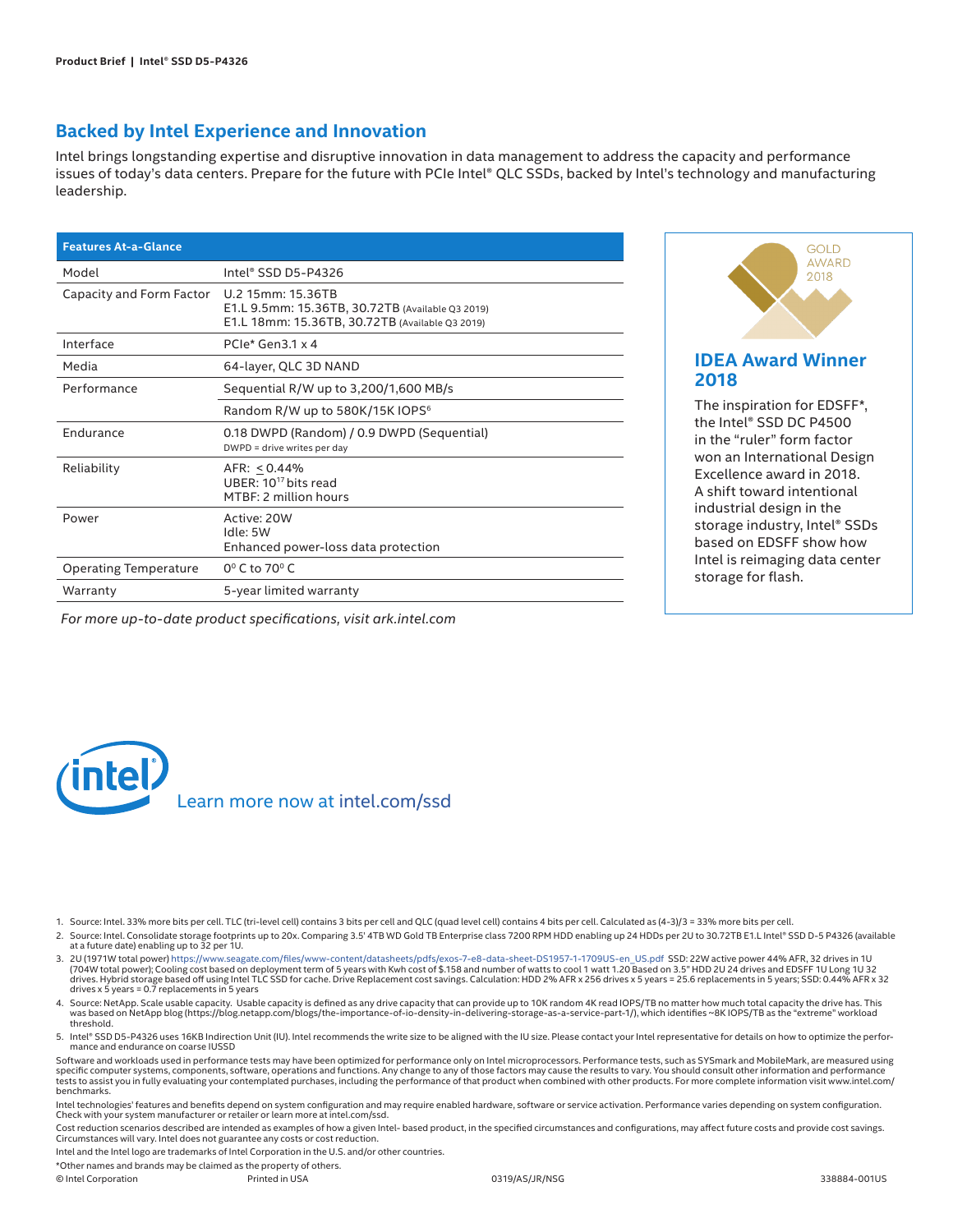## Backed by Intel Experience and Innovation

Intel brings longstanding expertise and disruptive innovation in data management to address the capacity and performance issues of today's data centers. Prepare for the future with PCIe Intel® QLC SSDs, backed by Intel's technology and manufacturing leadership.

| Features At-a-Glance | |
|---|---|
| Model | Intel® SSD D5-P4326 |
| Capacity and Form Factor | U.2 15mm: 15.36TB<br>E1.L 9.5mm: 15.36TB, 30.72TB (Available Q3 2019)<br>E1.L 18mm: 15.36TB, 30.72TB (Available Q3 2019) |
| Interface | PCIe* Gen3.1 x 4 |
| Media | 64-layer, QLC 3D NAND |
| Performance | Sequential R/W up to 3,200/1,600 MB/s |
| | Random R/W up to 580K/15K IOPS[6] |
| Endurance | 0.18 DWPD (Random) / 0.9 DWPD (Sequential)<br>DWPD = drive writes per day |
| Reliability | AFR: ≤ 0.44%<br>UBER: $10^{17}$ bits read<br>MTBF: 2 million hours |
| Power | Active: 20W<br>Idle: 5W<br>Enhanced power-loss data protection |
| Operating Temperature | 0° C to 70° C |
| Warranty | 5-year limited warranty |

*For more up-to-date product specifications, visit ark.intel.com*

GOLD AWARD 2018

### IDEA Award Winner 2018

The inspiration for EDSFF*, the Intel® SSD DC P4500 in the "ruler" form factor won an International Design Excellence award in 2018. A shift toward intentional industrial design in the storage industry, Intel® SSDs based on EDSFF show how Intel is reimaging data center storage for flash.

Learn more now at intel.com/ssd

1. Source: Intel. 33% more bits per cell. TLC (tri-level cell) contains 3 bits per cell and QLC (quad level cell) contains 4 bits per cell. Calculated as (4-3)/3 = 33% more bits per cell.
2. Source: Intel. Consolidate storage footprints up to 20x. Comparing 3.5' 4TB WD Gold TB Enterprise class 7200 RPM HDD enabling up 24 HDDs per 2U to 30.72TB E1.L Intel® SSD D-5 P4326 (available at a future date) enabling up to 32 per 1U.
3. 2U (1971W total power) https://www.seagate.com/files/www-content/datasheets/pdfs/exos-7-e8-data-sheet-DS1957-1-1709US-en_US.pdf SSD: 22W active power 44% AFR, 32 drives in 1U (704W total power); Cooling cost based on deployment term of 5 years with Kwh cost of $.158 and number of watts to cool 1 watt 1.20 Based on 3.5" HDD 2U 24 drives and EDSFF 1U Long 1U 32 drives. Hybrid storage based off using Intel TLC SSD for cache. Drive Replacement cost savings. Calculation: HDD 2% AFR x 256 drives x 5 years = 25.6 replacements in 5 years; SSD: 0.44% AFR x 32 drives x 5 years = 0.7 replacements in 5 years
4. Source: NetApp. Scale usable capacity. Usable capacity is defined as any drive capacity that can provide up to 10K random 4K read IOPS/TB no matter how much total capacity the drive has. This was based on NetApp blog (https://blog.netapp.com/blogs/the-importance-of-io-density-in-delivering-storage-as-a-service-part-1/), which identifies ~8K IOPS/TB as the "extreme" workload threshold.
5. Intel® SSD D5-P4326 uses 16KB Indirection Unit (IU). Intel recommends the write size to be aligned with the IU size. Please contact your Intel representative for details on how to optimize the performance and endurance on coarse IUSSD

Software and workloads used in performance tests may have been optimized for performance only on Intel microprocessors. Performance tests, such as SYSmark and MobileMark, are measured using specific computer systems, components, software, operations and functions. Any change to any of those factors may cause the results to vary. You should consult other information and performance tests to assist you in fully evaluating your contemplated purchases, including the performance of that product when combined with other products. For more complete information visit www.intel.com/benchmarks.

Intel technologies' features and benefits depend on system configuration and may require enabled hardware, software or service activation. Performance varies depending on system configuration. Check with your system manufacturer or retailer or learn more at intel.com/ssd.

Cost reduction scenarios described are intended as examples of how a given Intel- based product, in the specified circumstances and configurations, may affect future costs and provide cost savings. Circumstances will vary. Intel does not guarantee any costs or cost reduction.

Intel and the Intel logo are trademarks of Intel Corporation in the U.S. and/or other countries.

*Other names and brands may be claimed as the property of others.

© Intel Corporation Printed in USA 0319/AS/JR/NSG 338884-001US